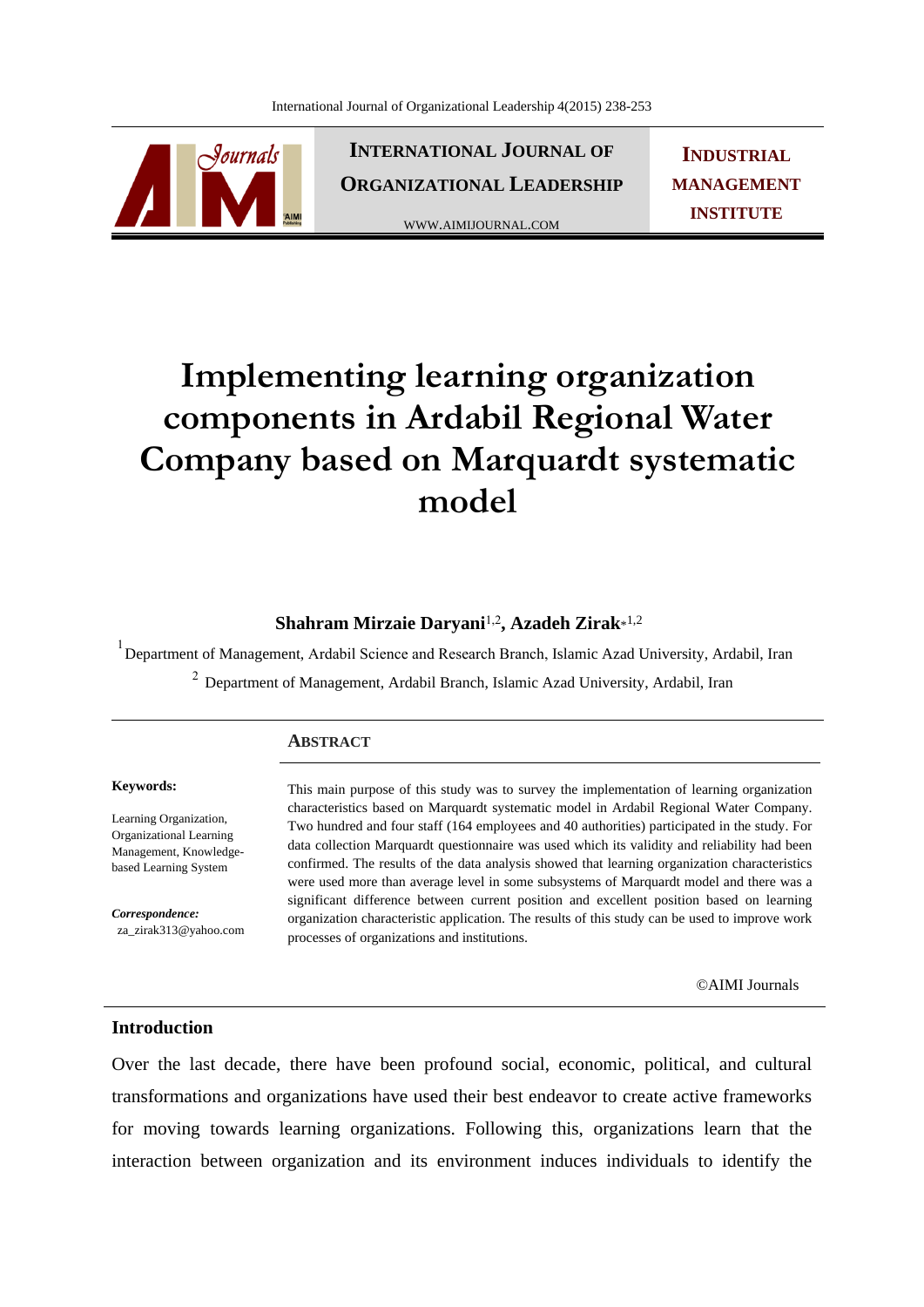# Implementing learning organization components in Ardabil Regional Water Company based on Marquardt systematic model

**Shahram Mirzaie Daryani**[1,2], **Azadeh Zirak***[1,2]

[1] Department of Management, Ardabil Science and Research Branch, Islamic Azad University, Ardabil, Iran

[2] Department of Management, Ardabil Branch, Islamic Azad University, Ardabil, Iran

## ABSTRACT

**Keywords:**

Learning Organization, Organizational Learning Management, Knowledge-based Learning System

***Correspondence:***
za_zirak313@yahoo.com

This main purpose of this study was to survey the implementation of learning organization characteristics based on Marquardt systematic model in Ardabil Regional Water Company. Two hundred and four staff (164 employees and 40 authorities) participated in the study. For data collection Marquardt questionnaire was used which its validity and reliability had been confirmed. The results of the data analysis showed that learning organization characteristics were used more than average level in some subsystems of Marquardt model and there was a significant difference between current position and excellent position based on learning organization characteristic application. The results of this study can be used to improve work processes of organizations and institutions.

©AIMI Journals

## Introduction

Over the last decade, there have been profound social, economic, political, and cultural transformations and organizations have used their best endeavor to create active frameworks for moving towards learning organizations. Following this, organizations learn that the interaction between organization and its environment induces individuals to identify the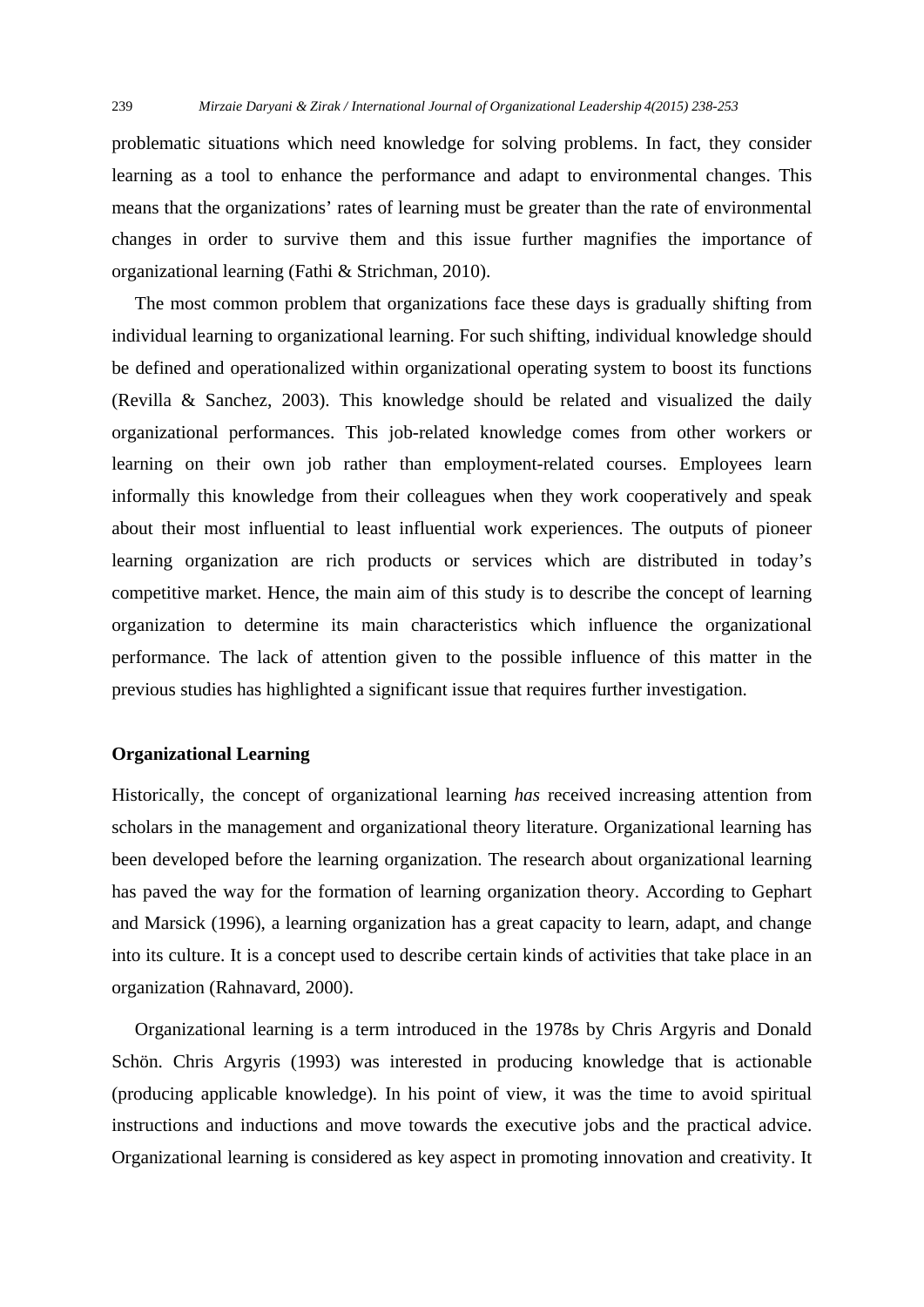problematic situations which need knowledge for solving problems. In fact, they consider learning as a tool to enhance the performance and adapt to environmental changes. This means that the organizations' rates of learning must be greater than the rate of environmental changes in order to survive them and this issue further magnifies the importance of organizational learning (Fathi & Strichman, 2010).

The most common problem that organizations face these days is gradually shifting from individual learning to organizational learning. For such shifting, individual knowledge should be defined and operationalized within organizational operating system to boost its functions (Revilla & Sanchez, 2003). This knowledge should be related and visualized the daily organizational performances. This job-related knowledge comes from other workers or learning on their own job rather than employment-related courses. Employees learn informally this knowledge from their colleagues when they work cooperatively and speak about their most influential to least influential work experiences. The outputs of pioneer learning organization are rich products or services which are distributed in today's competitive market. Hence, the main aim of this study is to describe the concept of learning organization to determine its main characteristics which influence the organizational performance. The lack of attention given to the possible influence of this matter in the previous studies has highlighted a significant issue that requires further investigation.

## Organizational Learning

Historically, the concept of organizational learning *has* received increasing attention from scholars in the management and organizational theory literature. Organizational learning has been developed before the learning organization. The research about organizational learning has paved the way for the formation of learning organization theory. According to Gephart and Marsick (1996), a learning organization has a great capacity to learn, adapt, and change into its culture. It is a concept used to describe certain kinds of activities that take place in an organization (Rahnavard, 2000).

Organizational learning is a term introduced in the 1978s by Chris Argyris and Donald Schön. Chris Argyris (1993) was interested in producing knowledge that is actionable (producing applicable knowledge). In his point of view, it was the time to avoid spiritual instructions and inductions and move towards the executive jobs and the practical advice. Organizational learning is considered as key aspect in promoting innovation and creativity. It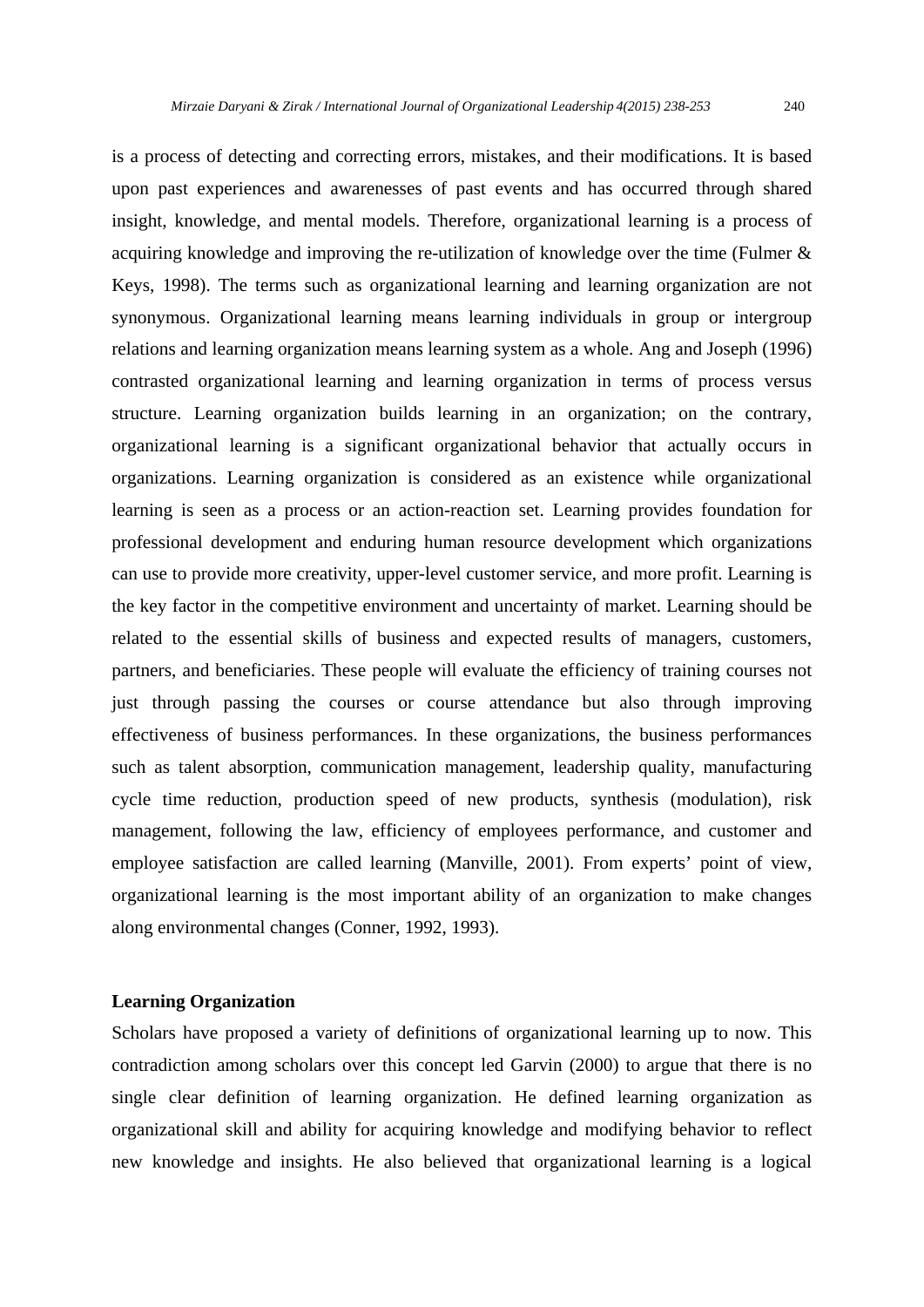is a process of detecting and correcting errors, mistakes, and their modifications. It is based upon past experiences and awarenesses of past events and has occurred through shared insight, knowledge, and mental models. Therefore, organizational learning is a process of acquiring knowledge and improving the re-utilization of knowledge over the time (Fulmer & Keys, 1998). The terms such as organizational learning and learning organization are not synonymous. Organizational learning means learning individuals in group or intergroup relations and learning organization means learning system as a whole. Ang and Joseph (1996) contrasted organizational learning and learning organization in terms of process versus structure. Learning organization builds learning in an organization; on the contrary, organizational learning is a significant organizational behavior that actually occurs in organizations. Learning organization is considered as an existence while organizational learning is seen as a process or an action-reaction set. Learning provides foundation for professional development and enduring human resource development which organizations can use to provide more creativity, upper-level customer service, and more profit. Learning is the key factor in the competitive environment and uncertainty of market. Learning should be related to the essential skills of business and expected results of managers, customers, partners, and beneficiaries. These people will evaluate the efficiency of training courses not just through passing the courses or course attendance but also through improving effectiveness of business performances. In these organizations, the business performances such as talent absorption, communication management, leadership quality, manufacturing cycle time reduction, production speed of new products, synthesis (modulation), risk management, following the law, efficiency of employees performance, and customer and employee satisfaction are called learning (Manville, 2001). From experts' point of view, organizational learning is the most important ability of an organization to make changes along environmental changes (Conner, 1992, 1993).

**Learning Organization**

Scholars have proposed a variety of definitions of organizational learning up to now. This contradiction among scholars over this concept led Garvin (2000) to argue that there is no single clear definition of learning organization. He defined learning organization as organizational skill and ability for acquiring knowledge and modifying behavior to reflect new knowledge and insights. He also believed that organizational learning is a logical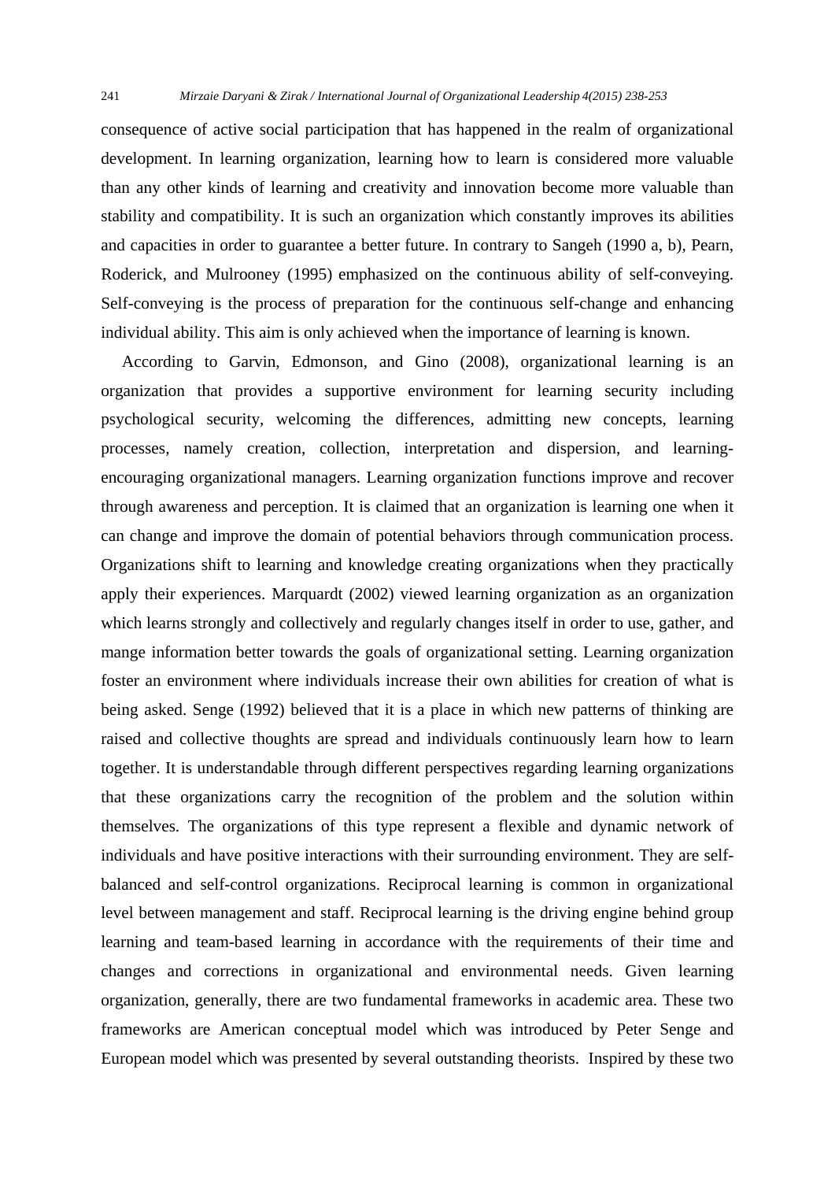consequence of active social participation that has happened in the realm of organizational development. In learning organization, learning how to learn is considered more valuable than any other kinds of learning and creativity and innovation become more valuable than stability and compatibility. It is such an organization which constantly improves its abilities and capacities in order to guarantee a better future. In contrary to Sangeh (1990 a, b), Pearn, Roderick, and Mulrooney (1995) emphasized on the continuous ability of self-conveying. Self-conveying is the process of preparation for the continuous self-change and enhancing individual ability. This aim is only achieved when the importance of learning is known.

According to Garvin, Edmonson, and Gino (2008), organizational learning is an organization that provides a supportive environment for learning security including psychological security, welcoming the differences, admitting new concepts, learning processes, namely creation, collection, interpretation and dispersion, and learning-encouraging organizational managers. Learning organization functions improve and recover through awareness and perception. It is claimed that an organization is learning one when it can change and improve the domain of potential behaviors through communication process. Organizations shift to learning and knowledge creating organizations when they practically apply their experiences. Marquardt (2002) viewed learning organization as an organization which learns strongly and collectively and regularly changes itself in order to use, gather, and mange information better towards the goals of organizational setting. Learning organization foster an environment where individuals increase their own abilities for creation of what is being asked. Senge (1992) believed that it is a place in which new patterns of thinking are raised and collective thoughts are spread and individuals continuously learn how to learn together. It is understandable through different perspectives regarding learning organizations that these organizations carry the recognition of the problem and the solution within themselves. The organizations of this type represent a flexible and dynamic network of individuals and have positive interactions with their surrounding environment. They are self-balanced and self-control organizations. Reciprocal learning is common in organizational level between management and staff. Reciprocal learning is the driving engine behind group learning and team-based learning in accordance with the requirements of their time and changes and corrections in organizational and environmental needs. Given learning organization, generally, there are two fundamental frameworks in academic area. These two frameworks are American conceptual model which was introduced by Peter Senge and European model which was presented by several outstanding theorists. Inspired by these two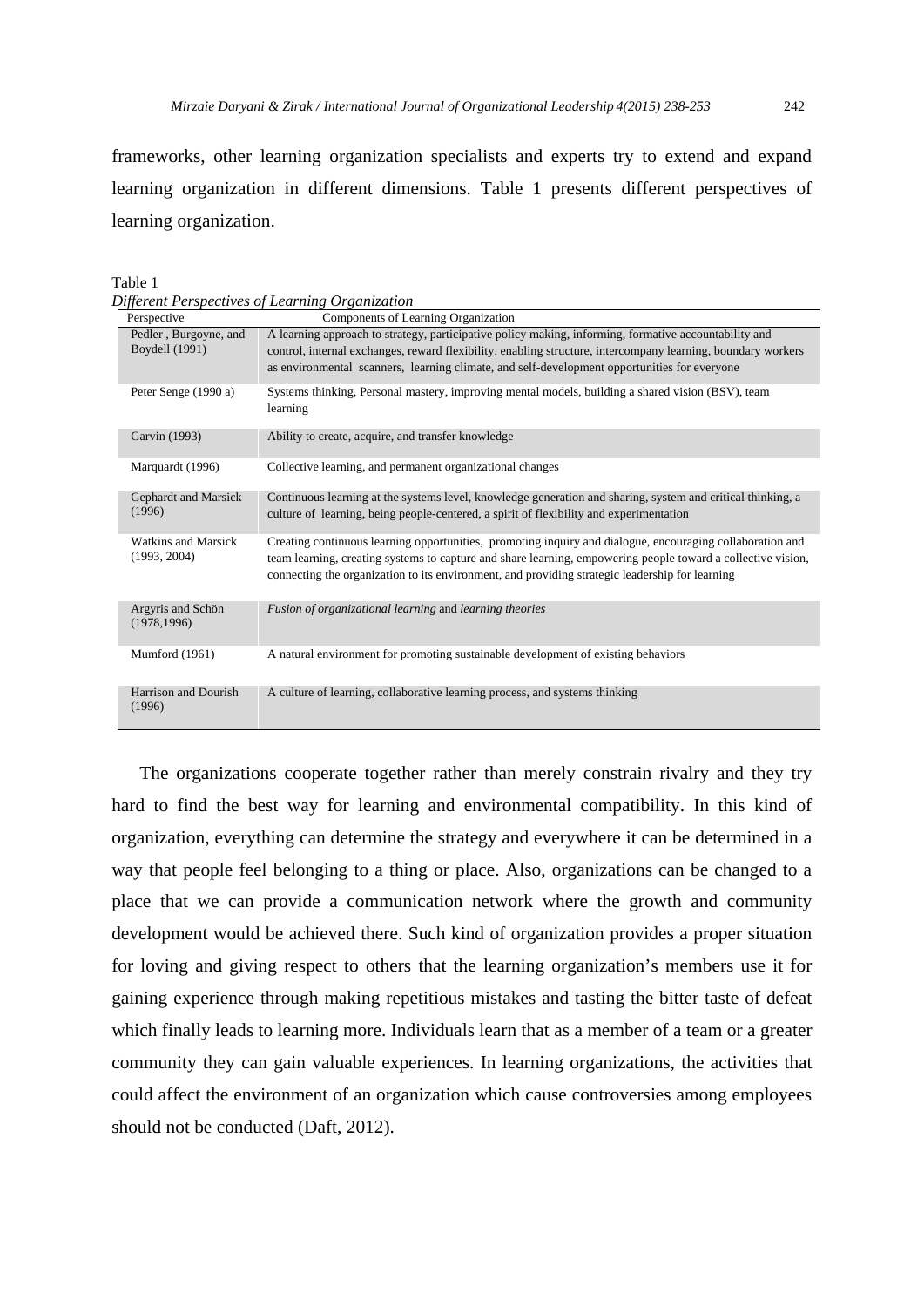frameworks, other learning organization specialists and experts try to extend and expand learning organization in different dimensions. Table 1 presents different perspectives of learning organization.

Table 1
*Different Perspectives of Learning Organization*

| Perspective | Components of Learning Organization |
|---|---|
| Pedler , Burgoyne, and Boydell (1991) | A learning approach to strategy, participative policy making, informing, formative accountability and control, internal exchanges, reward flexibility, enabling structure, intercompany learning, boundary workers as environmental scanners, learning climate, and self-development opportunities for everyone |
| Peter Senge (1990 a) | Systems thinking, Personal mastery, improving mental models, building a shared vision (BSV), team learning |
| Garvin (1993) | Ability to create, acquire, and transfer knowledge |
| Marquardt (1996) | Collective learning, and permanent organizational changes |
| Gephardt and Marsick (1996) | Continuous learning at the systems level, knowledge generation and sharing, system and critical thinking, a culture of learning, being people-centered, a spirit of flexibility and experimentation |
| Watkins and Marsick (1993, 2004) | Creating continuous learning opportunities, promoting inquiry and dialogue, encouraging collaboration and team learning, creating systems to capture and share learning, empowering people toward a collective vision, connecting the organization to its environment, and providing strategic leadership for learning |
| Argyris and Schön (1978,1996) | *Fusion of organizational learning* and *learning theories* |
| Mumford (1961) | A natural environment for promoting sustainable development of existing behaviors |
| Harrison and Dourish (1996) | A culture of learning, collaborative learning process, and systems thinking |

The organizations cooperate together rather than merely constrain rivalry and they try hard to find the best way for learning and environmental compatibility. In this kind of organization, everything can determine the strategy and everywhere it can be determined in a way that people feel belonging to a thing or place. Also, organizations can be changed to a place that we can provide a communication network where the growth and community development would be achieved there. Such kind of organization provides a proper situation for loving and giving respect to others that the learning organization's members use it for gaining experience through making repetitious mistakes and tasting the bitter taste of defeat which finally leads to learning more. Individuals learn that as a member of a team or a greater community they can gain valuable experiences. In learning organizations, the activities that could affect the environment of an organization which cause controversies among employees should not be conducted (Daft, 2012).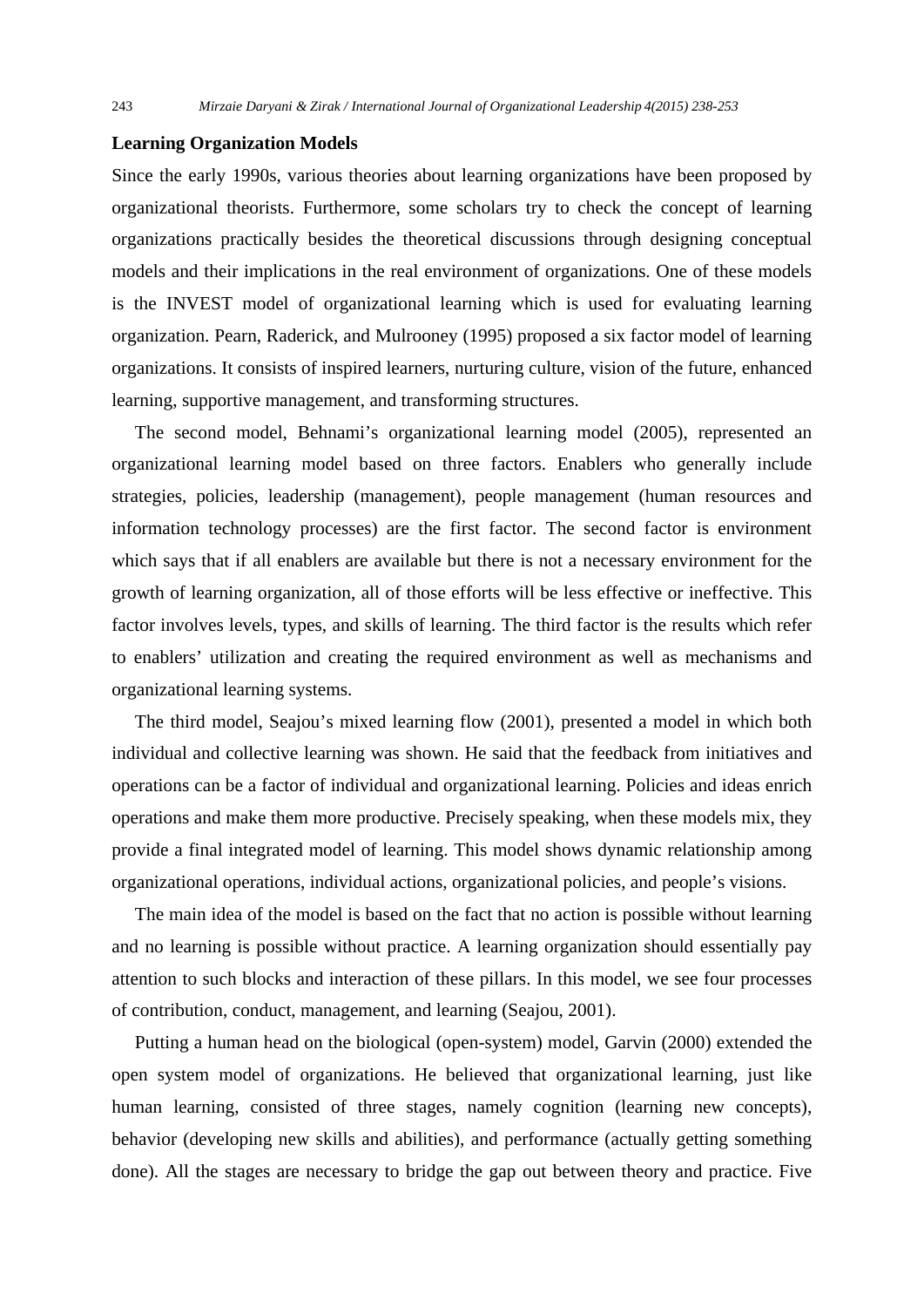### Learning Organization Models

Since the early 1990s, various theories about learning organizations have been proposed by organizational theorists. Furthermore, some scholars try to check the concept of learning organizations practically besides the theoretical discussions through designing conceptual models and their implications in the real environment of organizations. One of these models is the INVEST model of organizational learning which is used for evaluating learning organization. Pearn, Raderick, and Mulrooney (1995) proposed a six factor model of learning organizations. It consists of inspired learners, nurturing culture, vision of the future, enhanced learning, supportive management, and transforming structures.

The second model, Behnami's organizational learning model (2005), represented an organizational learning model based on three factors. Enablers who generally include strategies, policies, leadership (management), people management (human resources and information technology processes) are the first factor. The second factor is environment which says that if all enablers are available but there is not a necessary environment for the growth of learning organization, all of those efforts will be less effective or ineffective. This factor involves levels, types, and skills of learning. The third factor is the results which refer to enablers' utilization and creating the required environment as well as mechanisms and organizational learning systems.

The third model, Seajou's mixed learning flow (2001), presented a model in which both individual and collective learning was shown. He said that the feedback from initiatives and operations can be a factor of individual and organizational learning. Policies and ideas enrich operations and make them more productive. Precisely speaking, when these models mix, they provide a final integrated model of learning. This model shows dynamic relationship among organizational operations, individual actions, organizational policies, and people's visions.

The main idea of the model is based on the fact that no action is possible without learning and no learning is possible without practice. A learning organization should essentially pay attention to such blocks and interaction of these pillars. In this model, we see four processes of contribution, conduct, management, and learning (Seajou, 2001).

Putting a human head on the biological (open-system) model, Garvin (2000) extended the open system model of organizations. He believed that organizational learning, just like human learning, consisted of three stages, namely cognition (learning new concepts), behavior (developing new skills and abilities), and performance (actually getting something done). All the stages are necessary to bridge the gap out between theory and practice. Five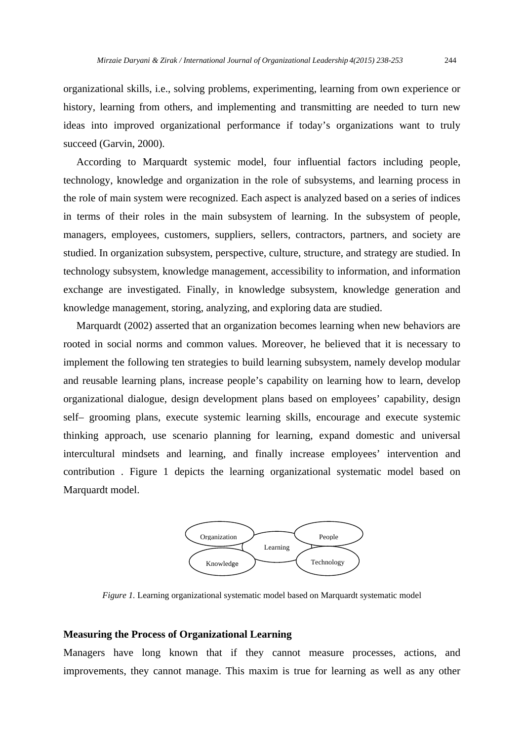organizational skills, i.e., solving problems, experimenting, learning from own experience or history, learning from others, and implementing and transmitting are needed to turn new ideas into improved organizational performance if today's organizations want to truly succeed (Garvin, 2000).

According to Marquardt systemic model, four influential factors including people, technology, knowledge and organization in the role of subsystems, and learning process in the role of main system were recognized. Each aspect is analyzed based on a series of indices in terms of their roles in the main subsystem of learning. In the subsystem of people, managers, employees, customers, suppliers, sellers, contractors, partners, and society are studied. In organization subsystem, perspective, culture, structure, and strategy are studied. In technology subsystem, knowledge management, accessibility to information, and information exchange are investigated. Finally, in knowledge subsystem, knowledge generation and knowledge management, storing, analyzing, and exploring data are studied.

Marquardt (2002) asserted that an organization becomes learning when new behaviors are rooted in social norms and common values. Moreover, he believed that it is necessary to implement the following ten strategies to build learning subsystem, namely develop modular and reusable learning plans, increase people's capability on learning how to learn, develop organizational dialogue, design development plans based on employees' capability, design self– grooming plans, execute systemic learning skills, encourage and execute systemic thinking approach, use scenario planning for learning, expand domestic and universal intercultural mindsets and learning, and finally increase employees' intervention and contribution . Figure 1 depicts the learning organizational systematic model based on Marquardt model.

Organization | People | Learning | Knowledge | Technology

*Figure 1.* Learning organizational systematic model based on Marquardt systematic model

**Measuring the Process of Organizational Learning**

Managers have long known that if they cannot measure processes, actions, and improvements, they cannot manage. This maxim is true for learning as well as any other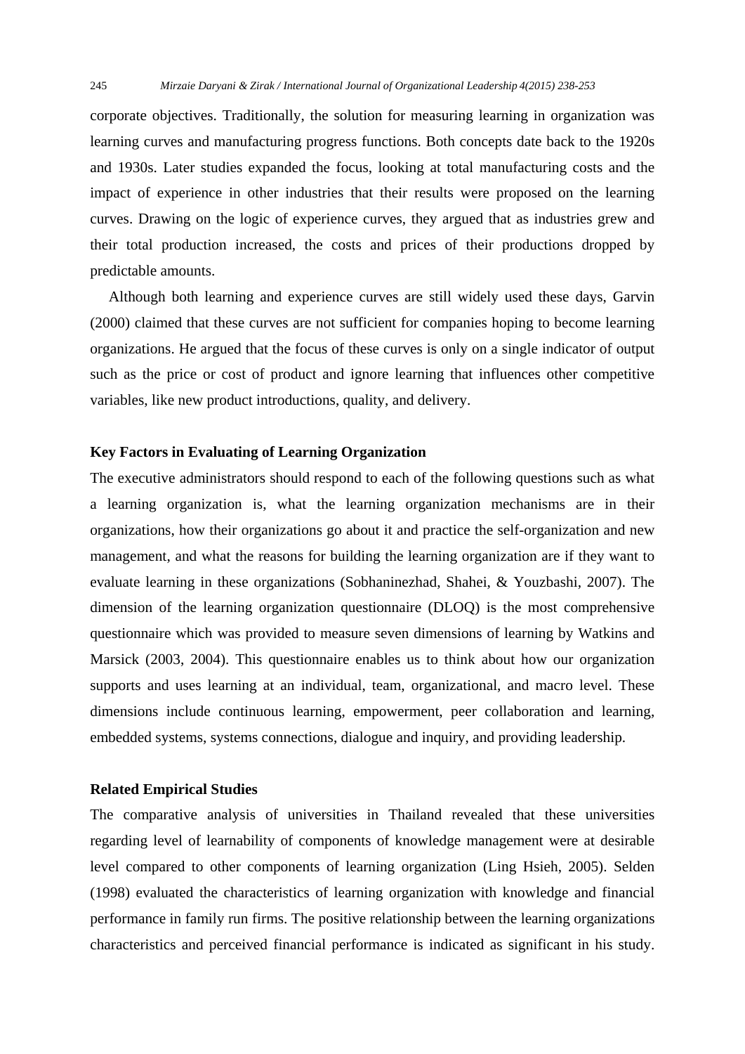corporate objectives. Traditionally, the solution for measuring learning in organization was learning curves and manufacturing progress functions. Both concepts date back to the 1920s and 1930s. Later studies expanded the focus, looking at total manufacturing costs and the impact of experience in other industries that their results were proposed on the learning curves. Drawing on the logic of experience curves, they argued that as industries grew and their total production increased, the costs and prices of their productions dropped by predictable amounts.

Although both learning and experience curves are still widely used these days, Garvin (2000) claimed that these curves are not sufficient for companies hoping to become learning organizations. He argued that the focus of these curves is only on a single indicator of output such as the price or cost of product and ignore learning that influences other competitive variables, like new product introductions, quality, and delivery.

### Key Factors in Evaluating of Learning Organization

The executive administrators should respond to each of the following questions such as what a learning organization is, what the learning organization mechanisms are in their organizations, how their organizations go about it and practice the self-organization and new management, and what the reasons for building the learning organization are if they want to evaluate learning in these organizations (Sobhaninezhad, Shahei, & Youzbashi, 2007). The dimension of the learning organization questionnaire (DLOQ) is the most comprehensive questionnaire which was provided to measure seven dimensions of learning by Watkins and Marsick (2003, 2004). This questionnaire enables us to think about how our organization supports and uses learning at an individual, team, organizational, and macro level. These dimensions include continuous learning, empowerment, peer collaboration and learning, embedded systems, systems connections, dialogue and inquiry, and providing leadership.

### Related Empirical Studies

The comparative analysis of universities in Thailand revealed that these universities regarding level of learnability of components of knowledge management were at desirable level compared to other components of learning organization (Ling Hsieh, 2005). Selden (1998) evaluated the characteristics of learning organization with knowledge and financial performance in family run firms. The positive relationship between the learning organizations characteristics and perceived financial performance is indicated as significant in his study.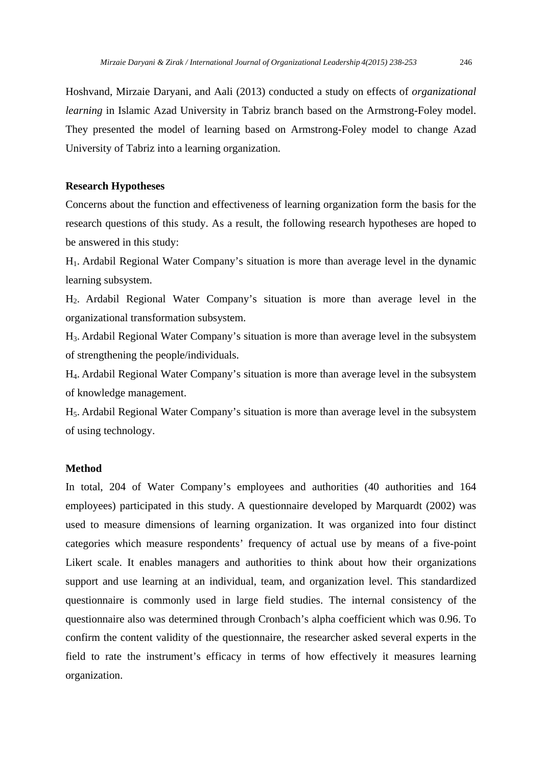Hoshvand, Mirzaie Daryani, and Aali (2013) conducted a study on effects of *organizational learning* in Islamic Azad University in Tabriz branch based on the Armstrong-Foley model. They presented the model of learning based on Armstrong-Foley model to change Azad University of Tabriz into a learning organization.

## Research Hypotheses

Concerns about the function and effectiveness of learning organization form the basis for the research questions of this study. As a result, the following research hypotheses are hoped to be answered in this study:

$H_1$. Ardabil Regional Water Company's situation is more than average level in the dynamic learning subsystem.

$H_2$. Ardabil Regional Water Company's situation is more than average level in the organizational transformation subsystem.

$H_3$. Ardabil Regional Water Company's situation is more than average level in the subsystem of strengthening the people/individuals.

$H_4$. Ardabil Regional Water Company's situation is more than average level in the subsystem of knowledge management.

$H_5$. Ardabil Regional Water Company's situation is more than average level in the subsystem of using technology.

## Method

In total, 204 of Water Company's employees and authorities (40 authorities and 164 employees) participated in this study. A questionnaire developed by Marquardt (2002) was used to measure dimensions of learning organization. It was organized into four distinct categories which measure respondents' frequency of actual use by means of a five-point Likert scale. It enables managers and authorities to think about how their organizations support and use learning at an individual, team, and organization level. This standardized questionnaire is commonly used in large field studies. The internal consistency of the questionnaire also was determined through Cronbach's alpha coefficient which was 0.96. To confirm the content validity of the questionnaire, the researcher asked several experts in the field to rate the instrument's efficacy in terms of how effectively it measures learning organization.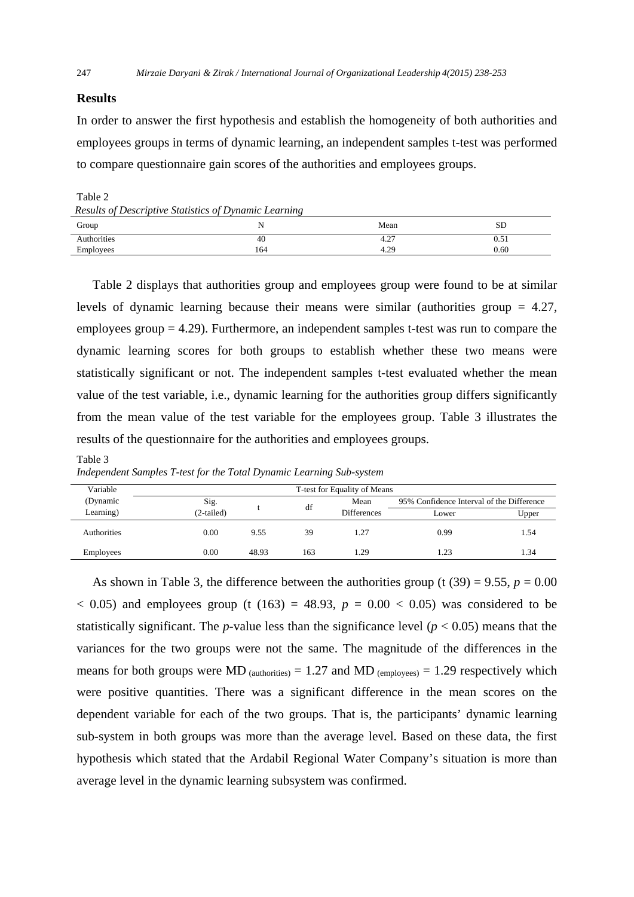## Results

In order to answer the first hypothesis and establish the homogeneity of both authorities and employees groups in terms of dynamic learning, an independent samples t-test was performed to compare questionnaire gain scores of the authorities and employees groups.

Table 2

*Results of Descriptive Statistics of Dynamic Learning*

| Group | N | Mean | SD |
|---|---|---|---|
| Authorities | 40 | 4.27 | 0.51 |
| Employees | 164 | 4.29 | 0.60 |

Table 2 displays that authorities group and employees group were found to be at similar levels of dynamic learning because their means were similar (authorities group = 4.27, employees group = 4.29). Furthermore, an independent samples t-test was run to compare the dynamic learning scores for both groups to establish whether these two means were statistically significant or not. The independent samples t-test evaluated whether the mean value of the test variable, i.e., dynamic learning for the authorities group differs significantly from the mean value of the test variable for the employees group. Table 3 illustrates the results of the questionnaire for the authorities and employees groups.

Table 3

*Independent Samples T-test for the Total Dynamic Learning Sub-system*

| Variable (Dynamic Learning) | T-test for Equality of Means | | | | | |
|---|---|---|---|---|---|---|
| | Sig. (2-tailed) | t | df | Mean Differences | 95% Confidence Interval of the Difference | |
| | | | | | Lower | Upper |
| Authorities | 0.00 | 9.55 | 39 | 1.27 | 0.99 | 1.54 |
| Employees | 0.00 | 48.93 | 163 | 1.29 | 1.23 | 1.34 |

As shown in Table 3, the difference between the authorities group ($t(39) = 9.55$, $p = 0.00 < 0.05$) and employees group ($t(163) = 48.93$, $p = 0.00 < 0.05$) was considered to be statistically significant. The *p*-value less than the significance level ($p < 0.05$) means that the variances for the two groups were not the same. The magnitude of the differences in the means for both groups were $MD_{(authorities)} = 1.27$ and $MD_{(employees)} = 1.29$ respectively which were positive quantities. There was a significant difference in the mean scores on the dependent variable for each of the two groups. That is, the participants' dynamic learning sub-system in both groups was more than the average level. Based on these data, the first hypothesis which stated that the Ardabil Regional Water Company's situation is more than average level in the dynamic learning subsystem was confirmed.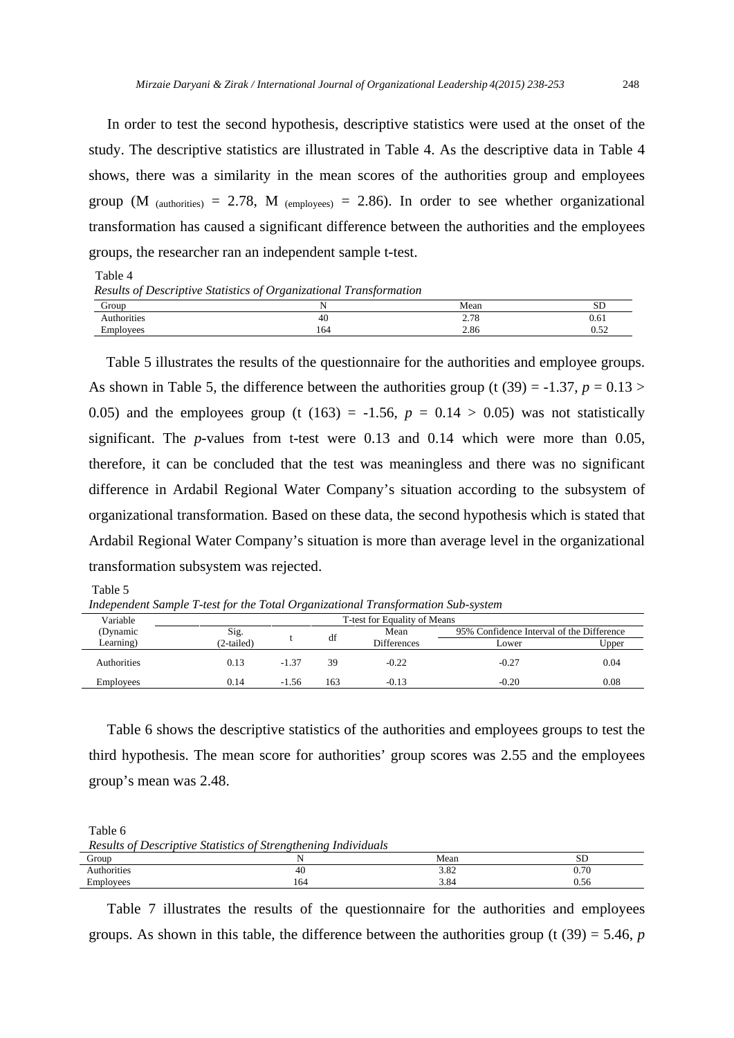In order to test the second hypothesis, descriptive statistics were used at the onset of the study. The descriptive statistics are illustrated in Table 4. As the descriptive data in Table 4 shows, there was a similarity in the mean scores of the authorities group and employees group ($M_{(authorities)} = 2.78$, $M_{(employees)} = 2.86$). In order to see whether organizational transformation has caused a significant difference between the authorities and the employees groups, the researcher ran an independent sample t-test.

Table 4
*Results of Descriptive Statistics of Organizational Transformation*

| Group | N | Mean | SD |
|---|---|---|---|
| Authorities | 40 | 2.78 | 0.61 |
| Employees | 164 | 2.86 | 0.52 |

Table 5 illustrates the results of the questionnaire for the authorities and employee groups. As shown in Table 5, the difference between the authorities group ($t(39) = -1.37$, $p = 0.13 > 0.05$) and the employees group ($t(163) = -1.56$, $p = 0.14 > 0.05$) was not statistically significant. The *p*-values from t-test were 0.13 and 0.14 which were more than 0.05, therefore, it can be concluded that the test was meaningless and there was no significant difference in Ardabil Regional Water Company's situation according to the subsystem of organizational transformation. Based on these data, the second hypothesis which is stated that Ardabil Regional Water Company's situation is more than average level in the organizational transformation subsystem was rejected.

Table 5
*Independent Sample T-test for the Total Organizational Transformation Sub-system*

| Variable (Dynamic Learning) | T-test for Equality of Means | | | | | |
|---|---|---|---|---|---|---|
| | Sig. (2-tailed) | t | df | Mean Differences | 95% Confidence Interval of the Difference | |
| | | | | | Lower | Upper |
| Authorities | 0.13 | -1.37 | 39 | -0.22 | -0.27 | 0.04 |
| Employees | 0.14 | -1.56 | 163 | -0.13 | -0.20 | 0.08 |

Table 6 shows the descriptive statistics of the authorities and employees groups to test the third hypothesis. The mean score for authorities' group scores was 2.55 and the employees group's mean was 2.48.

Table 6
*Results of Descriptive Statistics of Strengthening Individuals*

| Group | N | Mean | SD |
|---|---|---|---|
| Authorities | 40 | 3.82 | 0.70 |
| Employees | 164 | 3.84 | 0.56 |

Table 7 illustrates the results of the questionnaire for the authorities and employees groups. As shown in this table, the difference between the authorities group ($t(39) = 5.46$, *p*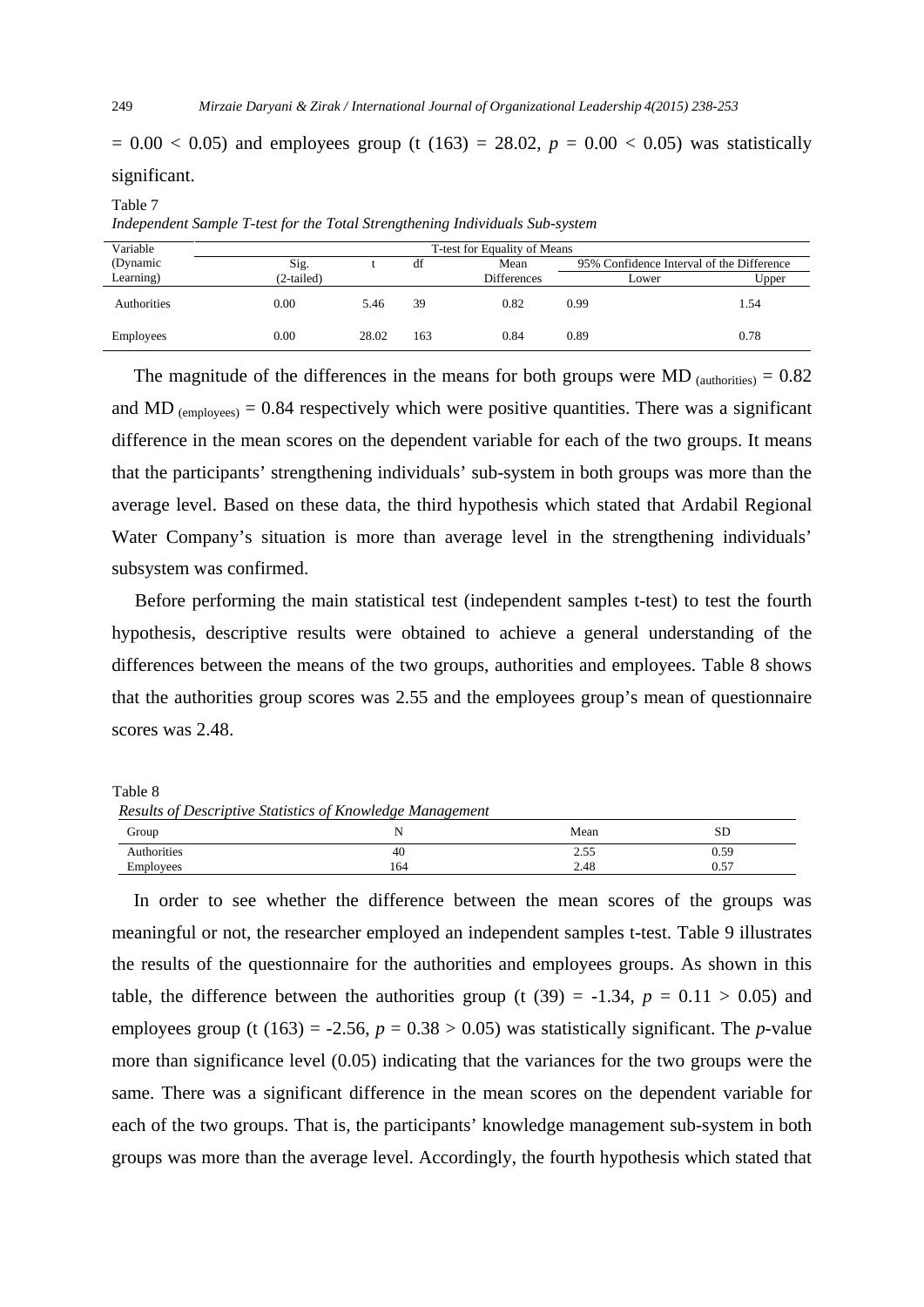$= 0.00 < 0.05$) and employees group ($t(163) = 28.02$, $p = 0.00 < 0.05$) was statistically significant.

Table 7

*Independent Sample T-test for the Total Strengthening Individuals Sub-system*

| Variable (Dynamic Learning) | T-test for Equality of Means | | | | | |
|---|---|---|---|---|---|---|
| | Sig. (2-tailed) | t | df | Mean Differences | 95% Confidence Interval of the Difference | |
| | | | | | Lower | Upper |
| Authorities | 0.00 | 5.46 | 39 | 0.82 | 0.99 | 1.54 |
| Employees | 0.00 | 28.02 | 163 | 0.84 | 0.89 | 0.78 |

The magnitude of the differences in the means for both groups were $MD_{(authorities)} = 0.82$ and $MD_{(employees)} = 0.84$ respectively which were positive quantities. There was a significant difference in the mean scores on the dependent variable for each of the two groups. It means that the participants' strengthening individuals' sub-system in both groups was more than the average level. Based on these data, the third hypothesis which stated that Ardabil Regional Water Company's situation is more than average level in the strengthening individuals' subsystem was confirmed.

Before performing the main statistical test (independent samples t-test) to test the fourth hypothesis, descriptive results were obtained to achieve a general understanding of the differences between the means of the two groups, authorities and employees. Table 8 shows that the authorities group scores was 2.55 and the employees group's mean of questionnaire scores was 2.48.

Table 8

*Results of Descriptive Statistics of Knowledge Management*

| Group | N | Mean | SD |
|---|---|---|---|
| Authorities | 40 | 2.55 | 0.59 |
| Employees | 164 | 2.48 | 0.57 |

In order to see whether the difference between the mean scores of the groups was meaningful or not, the researcher employed an independent samples t-test. Table 9 illustrates the results of the questionnaire for the authorities and employees groups. As shown in this table, the difference between the authorities group ($t(39) = -1.34$, $p = 0.11 > 0.05$) and employees group ($t(163) = -2.56$, $p = 0.38 > 0.05$) was statistically significant. The $p$-value more than significance level (0.05) indicating that the variances for the two groups were the same. There was a significant difference in the mean scores on the dependent variable for each of the two groups. That is, the participants' knowledge management sub-system in both groups was more than the average level. Accordingly, the fourth hypothesis which stated that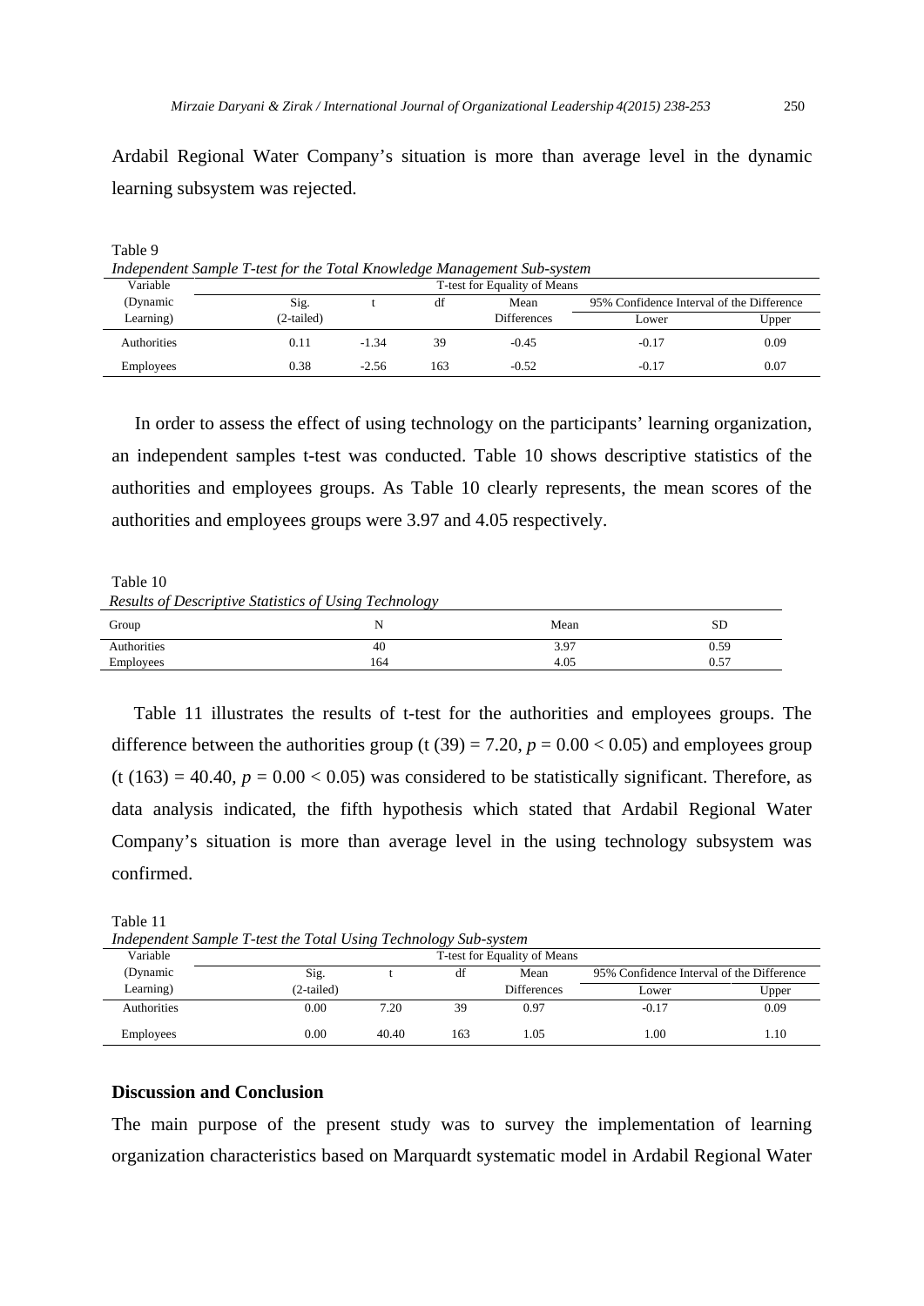Ardabil Regional Water Company's situation is more than average level in the dynamic learning subsystem was rejected.

Table 9

*Independent Sample T-test for the Total Knowledge Management Sub-system*

| Variable (Dynamic Learning) | T-test for Equality of Means | | | | | |
|---|---|---|---|---|---|---|
| | Sig. (2-tailed) | t | df | Mean Differences | 95% Confidence Interval of the Difference | |
| | | | | | Lower | Upper |
| Authorities | 0.11 | -1.34 | 39 | -0.45 | -0.17 | 0.09 |
| Employees | 0.38 | -2.56 | 163 | -0.52 | -0.17 | 0.07 |

In order to assess the effect of using technology on the participants' learning organization, an independent samples t-test was conducted. Table 10 shows descriptive statistics of the authorities and employees groups. As Table 10 clearly represents, the mean scores of the authorities and employees groups were 3.97 and 4.05 respectively.

Table 10

*Results of Descriptive Statistics of Using Technology*

| Group | N | Mean | SD |
|---|---|---|---|
| Authorities | 40 | 3.97 | 0.59 |
| Employees | 164 | 4.05 | 0.57 |

Table 11 illustrates the results of t-test for the authorities and employees groups. The difference between the authorities group (t (39) = 7.20, $p = 0.00 < 0.05$) and employees group (t (163) = 40.40, $p = 0.00 < 0.05$) was considered to be statistically significant. Therefore, as data analysis indicated, the fifth hypothesis which stated that Ardabil Regional Water Company's situation is more than average level in the using technology subsystem was confirmed.

Table 11

*Independent Sample T-test the Total Using Technology Sub-system*

| Variable (Dynamic Learning) | T-test for Equality of Means | | | | | |
|---|---|---|---|---|---|---|
| | Sig. (2-tailed) | t | df | Mean Differences | 95% Confidence Interval of the Difference | |
| | | | | | Lower | Upper |
| Authorities | 0.00 | 7.20 | 39 | 0.97 | -0.17 | 0.09 |
| Employees | 0.00 | 40.40 | 163 | 1.05 | 1.00 | 1.10 |

## Discussion and Conclusion

The main purpose of the present study was to survey the implementation of learning organization characteristics based on Marquardt systematic model in Ardabil Regional Water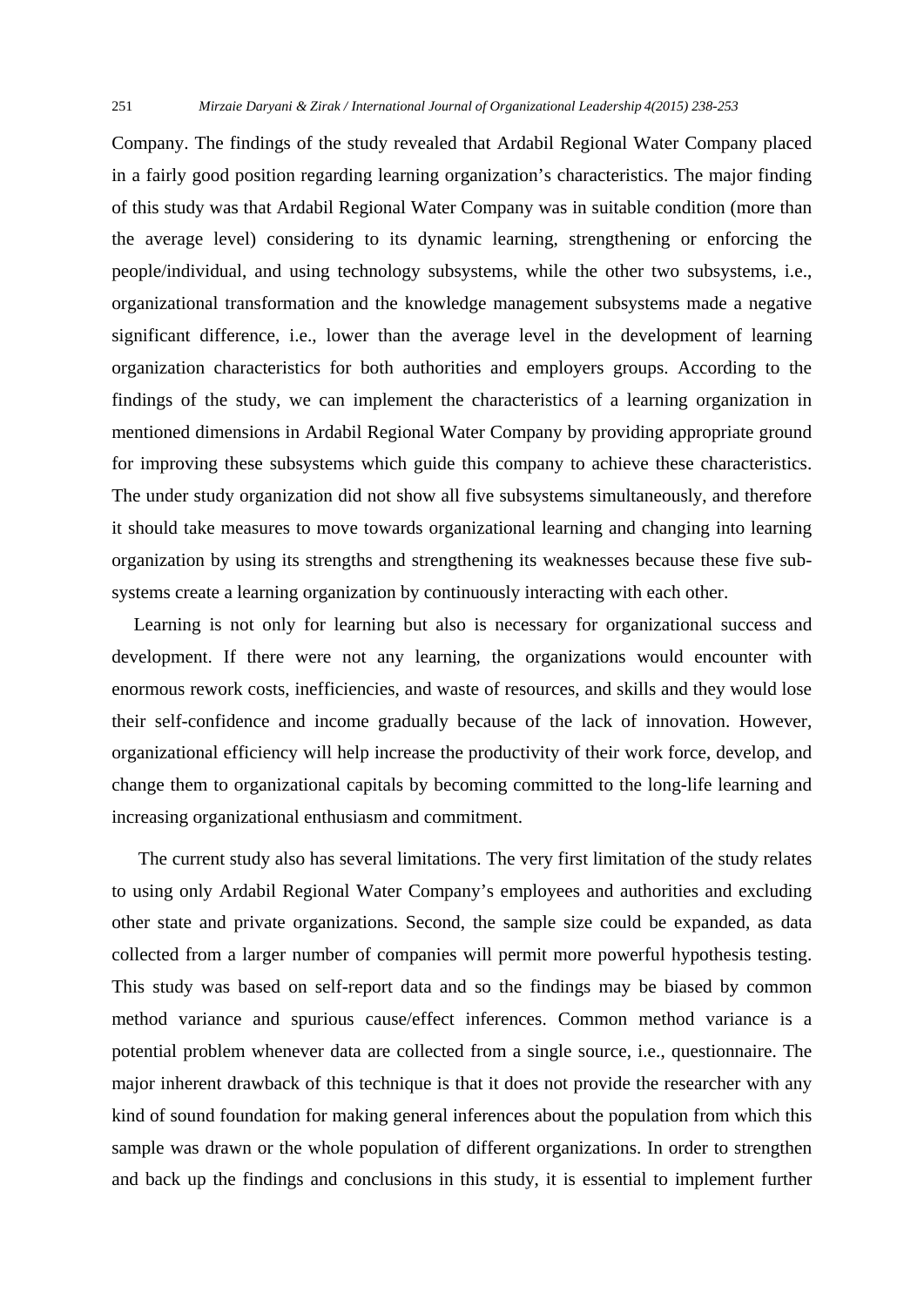Company. The findings of the study revealed that Ardabil Regional Water Company placed in a fairly good position regarding learning organization's characteristics. The major finding of this study was that Ardabil Regional Water Company was in suitable condition (more than the average level) considering to its dynamic learning, strengthening or enforcing the people/individual, and using technology subsystems, while the other two subsystems, i.e., organizational transformation and the knowledge management subsystems made a negative significant difference, i.e., lower than the average level in the development of learning organization characteristics for both authorities and employers groups. According to the findings of the study, we can implement the characteristics of a learning organization in mentioned dimensions in Ardabil Regional Water Company by providing appropriate ground for improving these subsystems which guide this company to achieve these characteristics. The under study organization did not show all five subsystems simultaneously, and therefore it should take measures to move towards organizational learning and changing into learning organization by using its strengths and strengthening its weaknesses because these five subsystems create a learning organization by continuously interacting with each other.

Learning is not only for learning but also is necessary for organizational success and development. If there were not any learning, the organizations would encounter with enormous rework costs, inefficiencies, and waste of resources, and skills and they would lose their self-confidence and income gradually because of the lack of innovation. However, organizational efficiency will help increase the productivity of their work force, develop, and change them to organizational capitals by becoming committed to the long-life learning and increasing organizational enthusiasm and commitment.

The current study also has several limitations. The very first limitation of the study relates to using only Ardabil Regional Water Company's employees and authorities and excluding other state and private organizations. Second, the sample size could be expanded, as data collected from a larger number of companies will permit more powerful hypothesis testing. This study was based on self-report data and so the findings may be biased by common method variance and spurious cause/effect inferences. Common method variance is a potential problem whenever data are collected from a single source, i.e., questionnaire. The major inherent drawback of this technique is that it does not provide the researcher with any kind of sound foundation for making general inferences about the population from which this sample was drawn or the whole population of different organizations. In order to strengthen and back up the findings and conclusions in this study, it is essential to implement further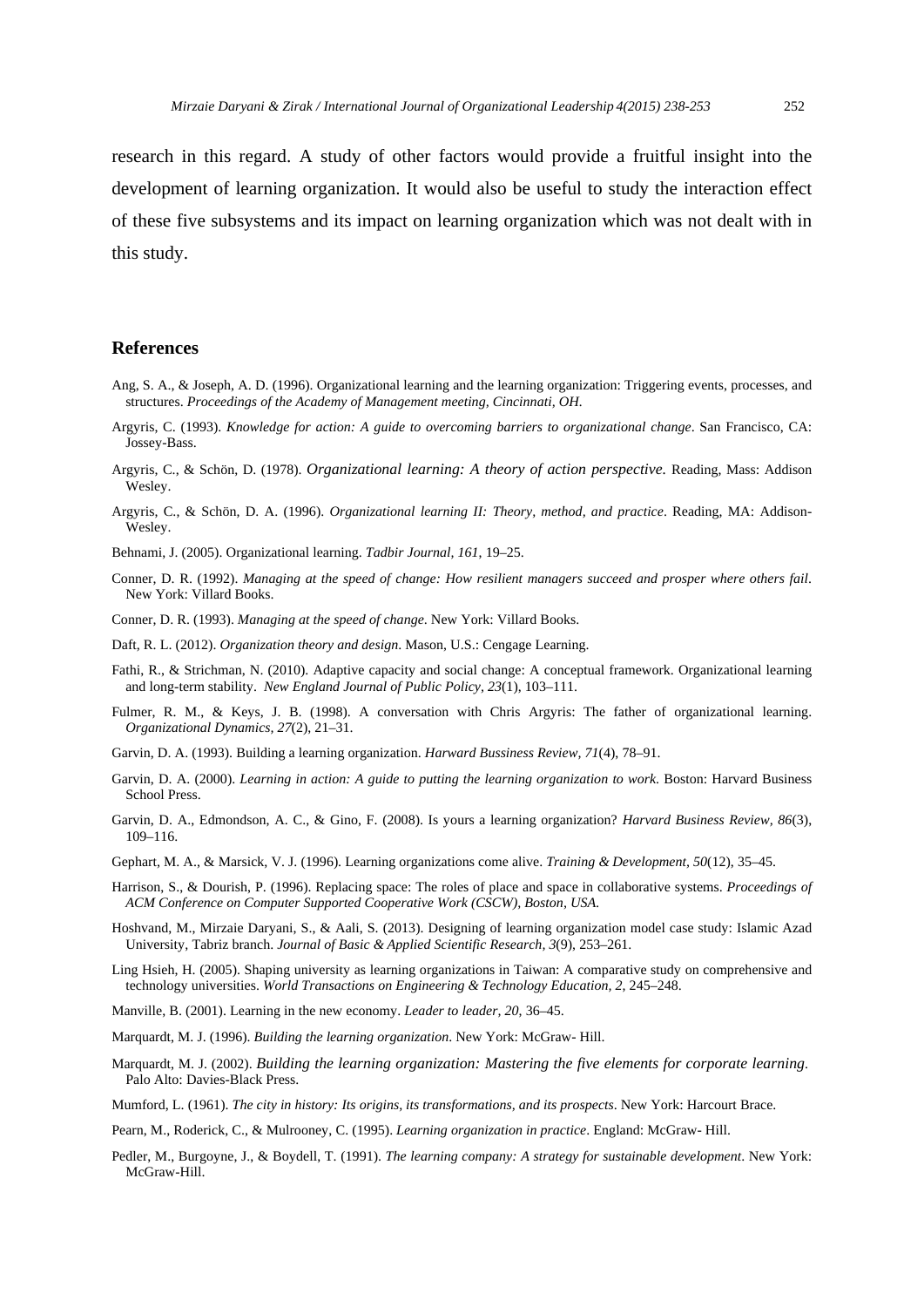research in this regard. A study of other factors would provide a fruitful insight into the development of learning organization. It would also be useful to study the interaction effect of these five subsystems and its impact on learning organization which was not dealt with in this study.

## References

Ang, S. A., & Joseph, A. D. (1996). Organizational learning and the learning organization: Triggering events, processes, and structures. *Proceedings of the Academy of Management meeting, Cincinnati, OH*.

Argyris, C. (1993). *Knowledge for action: A guide to overcoming barriers to organizational change*. San Francisco, CA: Jossey-Bass.

Argyris, C., & Schön, D. (1978). *Organizational learning: A theory of action perspective.* Reading, Mass: Addison Wesley.

Argyris, C., & Schön, D. A. (1996). *Organizational learning II: Theory, method, and practice*. Reading, MA: Addison-Wesley.

Behnami, J. (2005). Organizational learning. *Tadbir Journal, 161*, 19–25.

Conner, D. R. (1992). *Managing at the speed of change: How resilient managers succeed and prosper where others fail*. New York: Villard Books.

Conner, D. R. (1993). *Managing at the speed of change*. New York: Villard Books.

Daft, R. L. (2012). *Organization theory and design*. Mason, U.S.: Cengage Learning.

Fathi, R., & Strichman, N. (2010). Adaptive capacity and social change: A conceptual framework. Organizational learning and long-term stability. *New England Journal of Public Policy, 23*(1), 103–111.

Fulmer, R. M., & Keys, J. B. (1998). A conversation with Chris Argyris: The father of organizational learning. *Organizational Dynamics, 27*(2), 21–31.

Garvin, D. A. (1993). Building a learning organization. *Harward Bussiness Review, 71*(4), 78–91.

Garvin, D. A. (2000). *Learning in action: A guide to putting the learning organization to work*. Boston: Harvard Business School Press.

Garvin, D. A., Edmondson, A. C., & Gino, F. (2008). Is yours a learning organization? *Harvard Business Review, 86*(3), 109–116.

Gephart, M. A., & Marsick, V. J. (1996). Learning organizations come alive. *Training & Development, 50*(12), 35–45.

Harrison, S., & Dourish, P. (1996). Replacing space: The roles of place and space in collaborative systems. *Proceedings of ACM Conference on Computer Supported Cooperative Work (CSCW), Boston, USA*.

Hoshvand, M., Mirzaie Daryani, S., & Aali, S. (2013). Designing of learning organization model case study: Islamic Azad University, Tabriz branch. *Journal of Basic & Applied Scientific Research, 3*(9), 253–261.

Ling Hsieh, H. (2005). Shaping university as learning organizations in Taiwan: A comparative study on comprehensive and technology universities. *World Transactions on Engineering & Technology Education, 2*, 245–248.

Manville, B. (2001). Learning in the new economy. *Leader to leader, 20*, 36–45.

Marquardt, M. J. (1996). *Building the learning organization*. New York: McGraw- Hill.

Marquardt, M. J. (2002). *Building the learning organization: Mastering the five elements for corporate learning*. Palo Alto: Davies-Black Press.

Mumford, L. (1961). *The city in history: Its origins, its transformations, and its prospects*. New York: Harcourt Brace.

Pearn, M., Roderick, C., & Mulrooney, C. (1995). *Learning organization in practice*. England: McGraw- Hill.

Pedler, M., Burgoyne, J., & Boydell, T. (1991). *The learning company: A strategy for sustainable development*. New York: McGraw-Hill.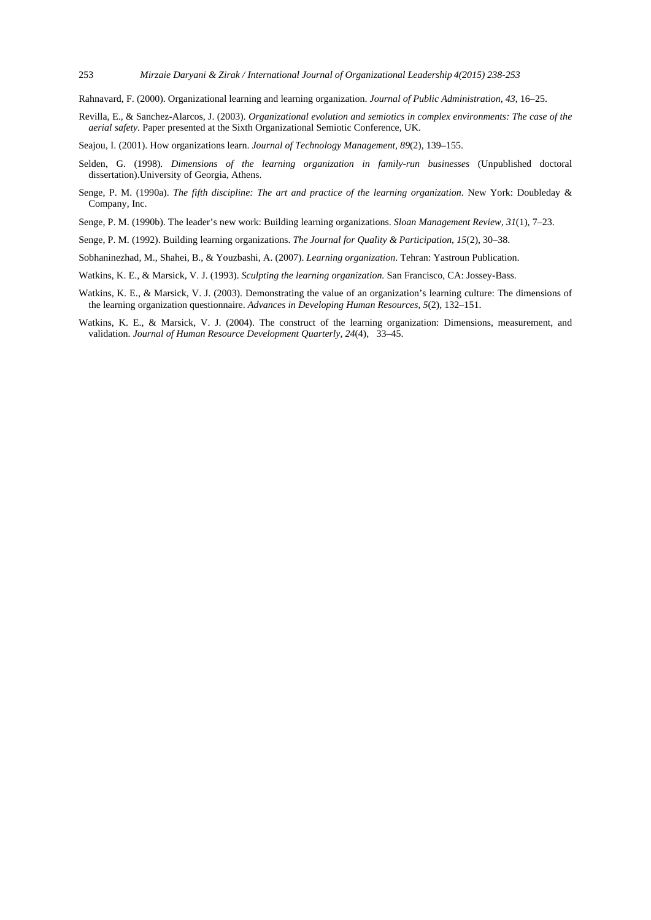Rahnavard, F. (2000). Organizational learning and learning organization. *Journal of Public Administration, 43*, 16–25.

Revilla, E., & Sanchez-Alarcos, J. (2003). *Organizational evolution and semiotics in complex environments: The case of the aerial safety*. Paper presented at the Sixth Organizational Semiotic Conference, UK.

Seajou, I. (2001). How organizations learn. *Journal of Technology Management, 89*(2), 139–155.

Selden, G. (1998). *Dimensions of the learning organization in family-run businesses* (Unpublished doctoral dissertation).University of Georgia, Athens.

Senge, P. M. (1990a). *The fifth discipline: The art and practice of the learning organization*. New York: Doubleday & Company, Inc.

Senge, P. M. (1990b). The leader's new work: Building learning organizations. *Sloan Management Review, 31*(1), 7–23.

Senge, P. M. (1992). Building learning organizations. *The Journal for Quality & Participation, 15*(2), 30–38.

Sobhaninezhad, M., Shahei, B., & Youzbashi, A. (2007). *Learning organization*. Tehran: Yastroun Publication.

Watkins, K. E., & Marsick, V. J. (1993). *Sculpting the learning organization.* San Francisco, CA: Jossey-Bass.

Watkins, K. E., & Marsick, V. J. (2003). Demonstrating the value of an organization's learning culture: The dimensions of the learning organization questionnaire. *Advances in Developing Human Resources, 5*(2), 132–151.

Watkins, K. E., & Marsick, V. J. (2004). The construct of the learning organization: Dimensions, measurement, and validation. *Journal of Human Resource Development Quarterly, 24*(4), 33–45.